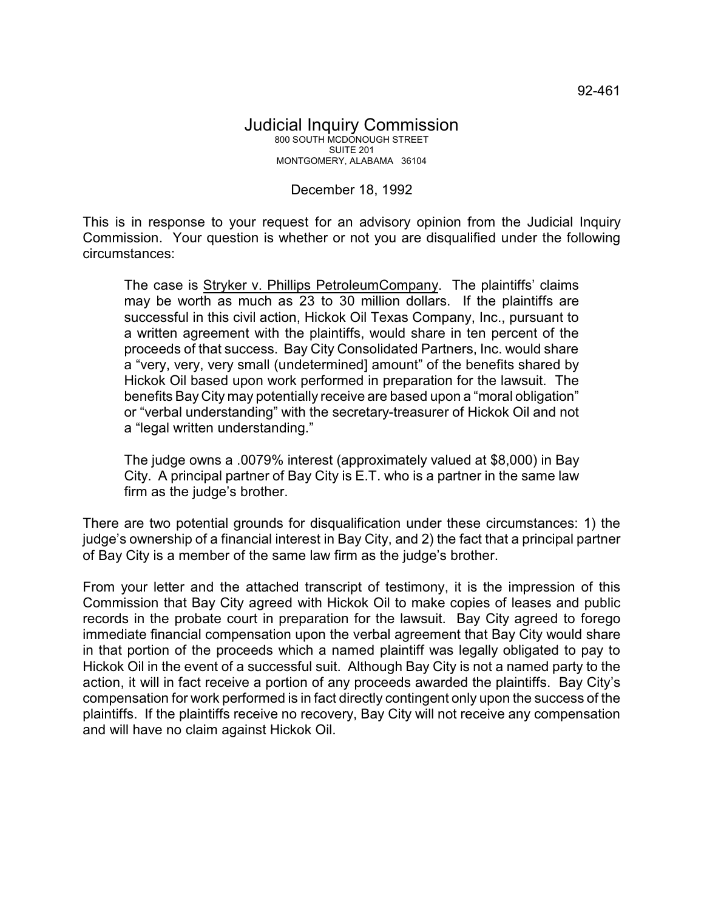92-461

# Judicial Inquiry Commission

800 SOUTH MCDONOUGH STREET
SUITE 201
MONTGOMERY, ALABAMA 36104

December 18, 1992

This is in response to your request for an advisory opinion from the Judicial Inquiry Commission. Your question is whether or not you are disqualified under the following circumstances:

> The case is Stryker v. Phillips PetroleumCompany. The plaintiffs' claims may be worth as much as 23 to 30 million dollars. If the plaintiffs are successful in this civil action, Hickok Oil Texas Company, Inc., pursuant to a written agreement with the plaintiffs, would share in ten percent of the proceeds of that success. Bay City Consolidated Partners, Inc. would share a "very, very, very small (undetermined] amount" of the benefits shared by Hickok Oil based upon work performed in preparation for the lawsuit. The benefits Bay City may potentially receive are based upon a "moral obligation" or "verbal understanding" with the secretary-treasurer of Hickok Oil and not a "legal written understanding."
>
> The judge owns a .0079% interest (approximately valued at $8,000) in Bay City. A principal partner of Bay City is E.T. who is a partner in the same law firm as the judge's brother.

There are two potential grounds for disqualification under these circumstances: 1) the judge's ownership of a financial interest in Bay City, and 2) the fact that a principal partner of Bay City is a member of the same law firm as the judge's brother.

From your letter and the attached transcript of testimony, it is the impression of this Commission that Bay City agreed with Hickok Oil to make copies of leases and public records in the probate court in preparation for the lawsuit. Bay City agreed to forego immediate financial compensation upon the verbal agreement that Bay City would share in that portion of the proceeds which a named plaintiff was legally obligated to pay to Hickok Oil in the event of a successful suit. Although Bay City is not a named party to the action, it will in fact receive a portion of any proceeds awarded the plaintiffs. Bay City's compensation for work performed is in fact directly contingent only upon the success of the plaintiffs. If the plaintiffs receive no recovery, Bay City will not receive any compensation and will have no claim against Hickok Oil.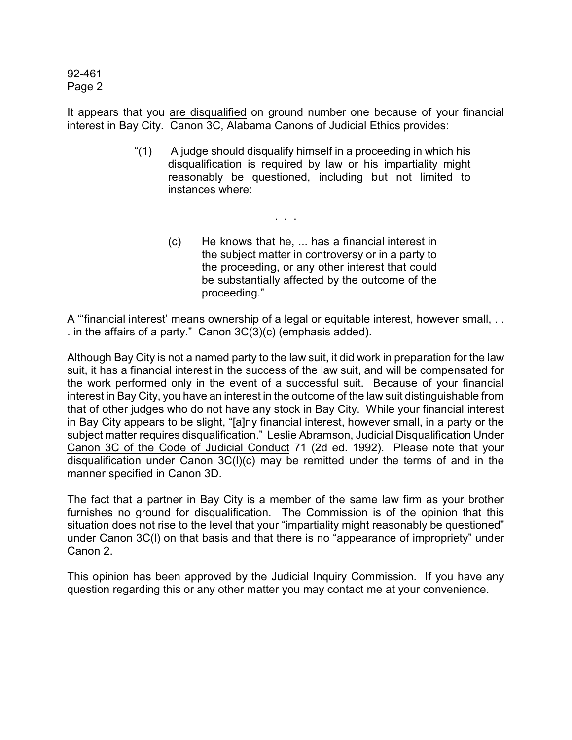It appears that you <u>are disqualified</u> on ground number one because of your financial interest in Bay City. Canon 3C, Alabama Canons of Judicial Ethics provides:

> "(1) A judge should disqualify himself in a proceeding in which his disqualification is required by law or his impartiality might reasonably be questioned, including but not limited to instances where:
>
> . . .
>
> (c) He knows that he, ... has a financial interest in the subject matter in controversy or in a party to the proceeding, or any other interest that could be substantially affected by the outcome of the proceeding."

A "'financial interest' means ownership of a legal or equitable interest, however small, . . . in the affairs of a party." Canon 3C(3)(c) (emphasis added).

Although Bay City is not a named party to the law suit, it did work in preparation for the law suit, it has a financial interest in the success of the law suit, and will be compensated for the work performed only in the event of a successful suit. Because of your financial interest in Bay City, you have an interest in the outcome of the law suit distinguishable from that of other judges who do not have any stock in Bay City. While your financial interest in Bay City appears to be slight, "[a]ny financial interest, however small, in a party or the subject matter requires disqualification." Leslie Abramson, <u>Judicial Disqualification Under Canon 3C of the Code of Judicial Conduct</u> 71 (2d ed. 1992). Please note that your disqualification under Canon 3C(l)(c) may be remitted under the terms of and in the manner specified in Canon 3D.

The fact that a partner in Bay City is a member of the same law firm as your brother furnishes no ground for disqualification. The Commission is of the opinion that this situation does not rise to the level that your "impartiality might reasonably be questioned" under Canon 3C(l) on that basis and that there is no "appearance of impropriety" under Canon 2.

This opinion has been approved by the Judicial Inquiry Commission. If you have any question regarding this or any other matter you may contact me at your convenience.